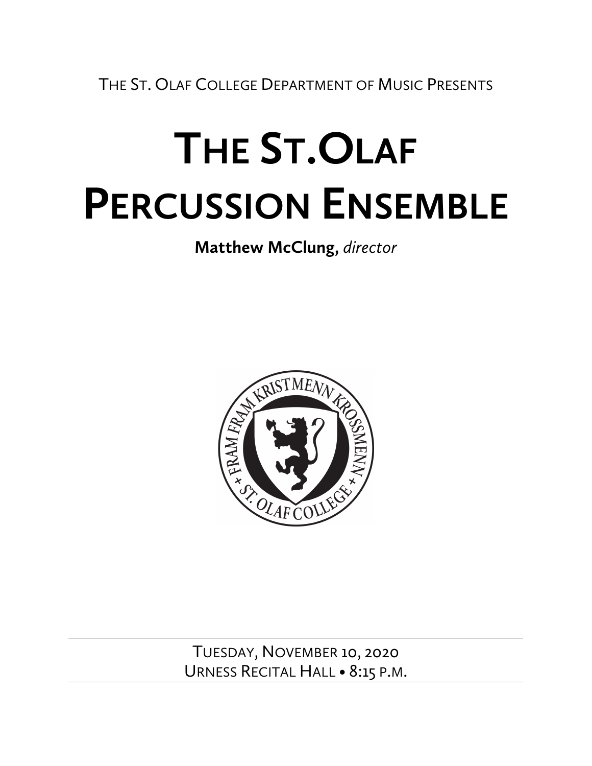THE ST. OLAF COLLEGE DEPARTMENT OF MUSIC PRESENTS

# THE ST. OLAF PERCUSSION ENSEMBLE

**Matthew McClung**, *director*

---

TUESDAY, NOVEMBER 10, 2020
URNESS RECITAL HALL • 8:15 P.M.

---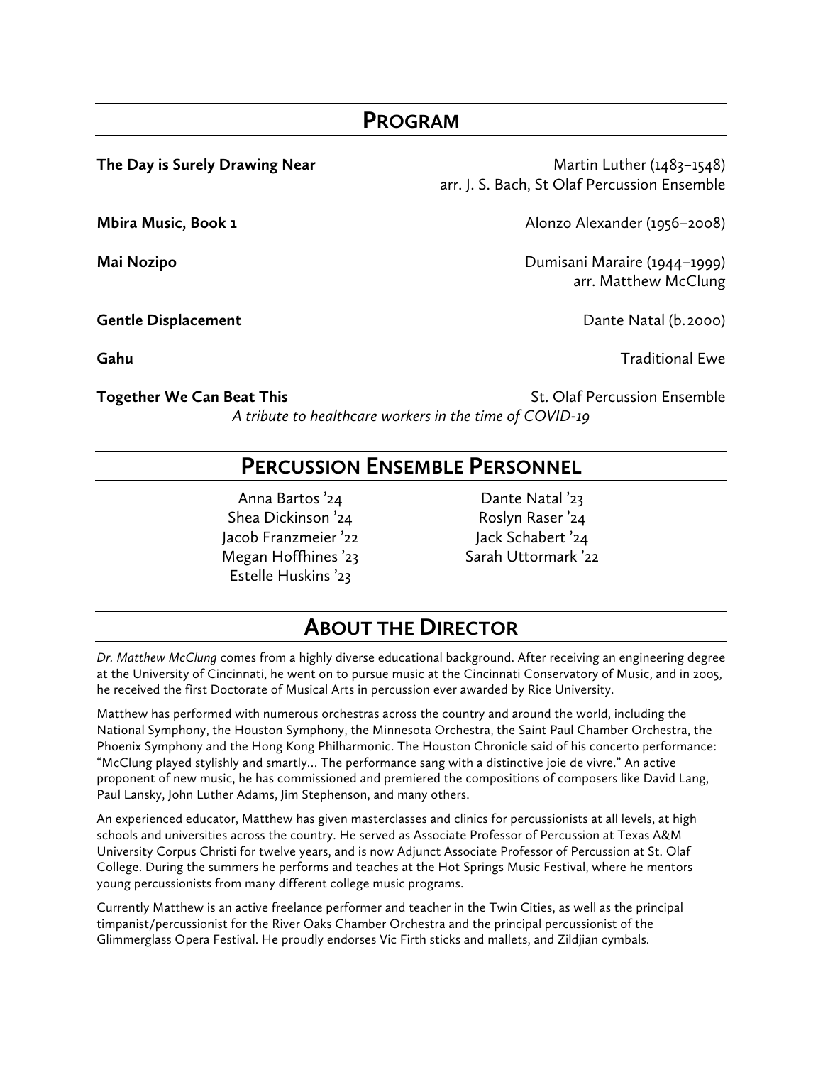## Program

**The Day is Surely Drawing Near** — Martin Luther (1483–1548)
arr. J. S. Bach, St Olaf Percussion Ensemble

**Mbira Music, Book 1** — Alonzo Alexander (1956–2008)

**Mai Nozipo** — Dumisani Maraire (1944–1999)
arr. Matthew McClung

**Gentle Displacement** — Dante Natal (b. 2000)

**Gahu** — Traditional Ewe

**Together We Can Beat This** — St. Olaf Percussion Ensemble
*A tribute to healthcare workers in the time of COVID-19*

## Percussion Ensemble Personnel

Anna Bartos '24
Shea Dickinson '24
Jacob Franzmeier '22
Megan Hoffhines '23
Estelle Huskins '23
Dante Natal '23
Roslyn Raser '24
Jack Schabert '24
Sarah Uttormark '22

## About the Director

*Dr. Matthew McClung* comes from a highly diverse educational background. After receiving an engineering degree at the University of Cincinnati, he went on to pursue music at the Cincinnati Conservatory of Music, and in 2005, he received the first Doctorate of Musical Arts in percussion ever awarded by Rice University.

Matthew has performed with numerous orchestras across the country and around the world, including the National Symphony, the Houston Symphony, the Minnesota Orchestra, the Saint Paul Chamber Orchestra, the Phoenix Symphony and the Hong Kong Philharmonic. The Houston Chronicle said of his concerto performance: "McClung played stylishly and smartly… The performance sang with a distinctive joie de vivre." An active proponent of new music, he has commissioned and premiered the compositions of composers like David Lang, Paul Lansky, John Luther Adams, Jim Stephenson, and many others.

An experienced educator, Matthew has given masterclasses and clinics for percussionists at all levels, at high schools and universities across the country. He served as Associate Professor of Percussion at Texas A&M University Corpus Christi for twelve years, and is now Adjunct Associate Professor of Percussion at St. Olaf College. During the summers he performs and teaches at the Hot Springs Music Festival, where he mentors young percussionists from many different college music programs.

Currently Matthew is an active freelance performer and teacher in the Twin Cities, as well as the principal timpanist/percussionist for the River Oaks Chamber Orchestra and the principal percussionist of the Glimmerglass Opera Festival. He proudly endorses Vic Firth sticks and mallets, and Zildjian cymbals.